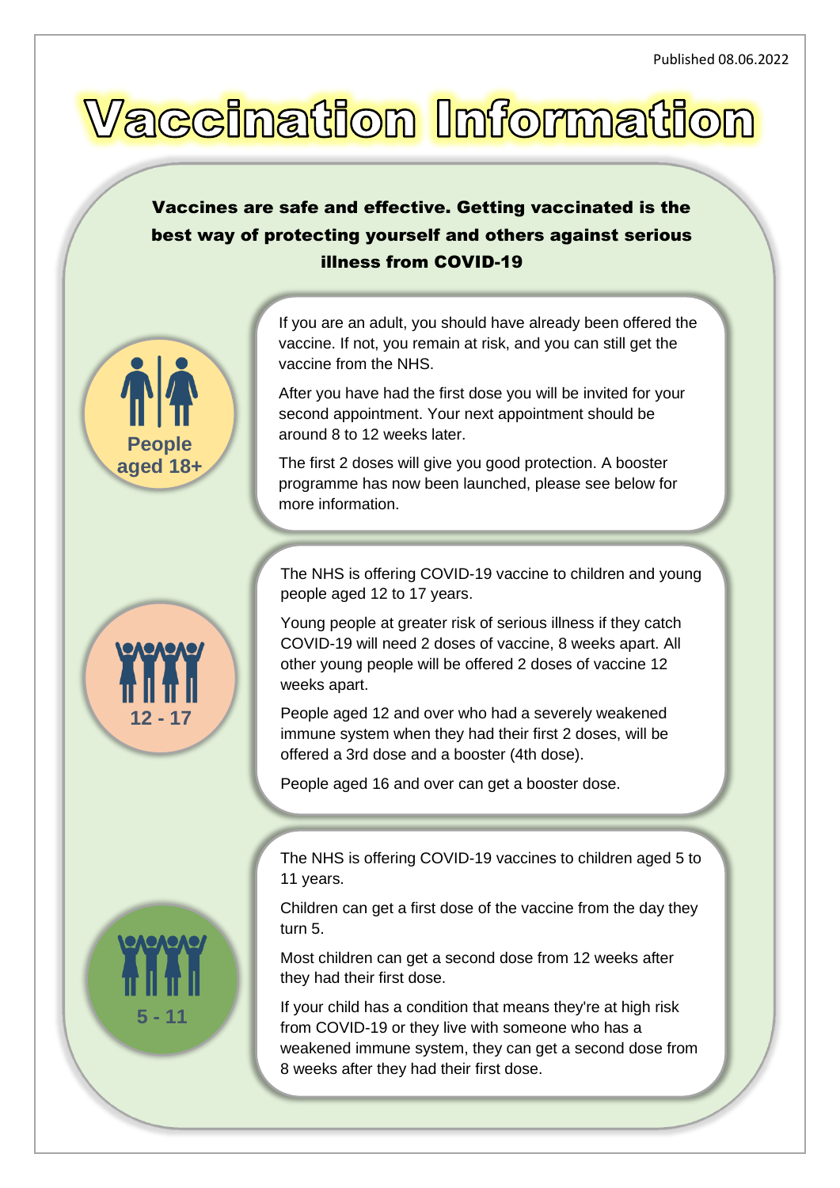Published 08.06.2022

# Vaccination Information

**Vaccines are safe and effective. Getting vaccinated is the best way of protecting yourself and others against serious illness from COVID-19**

## People aged 18+

If you are an adult, you should have already been offered the vaccine. If not, you remain at risk, and you can still get the vaccine from the NHS.

After you have had the first dose you will be invited for your second appointment. Your next appointment should be around 8 to 12 weeks later.

The first 2 doses will give you good protection. A booster programme has now been launched, please see below for more information.

## 12 - 17

The NHS is offering COVID-19 vaccine to children and young people aged 12 to 17 years.

Young people at greater risk of serious illness if they catch COVID-19 will need 2 doses of vaccine, 8 weeks apart. All other young people will be offered 2 doses of vaccine 12 weeks apart.

People aged 12 and over who had a severely weakened immune system when they had their first 2 doses, will be offered a 3rd dose and a booster (4th dose).

People aged 16 and over can get a booster dose.

## 5 - 11

The NHS is offering COVID-19 vaccines to children aged 5 to 11 years.

Children can get a first dose of the vaccine from the day they turn 5.

Most children can get a second dose from 12 weeks after they had their first dose.

If your child has a condition that means they're at high risk from COVID-19 or they live with someone who has a weakened immune system, they can get a second dose from 8 weeks after they had their first dose.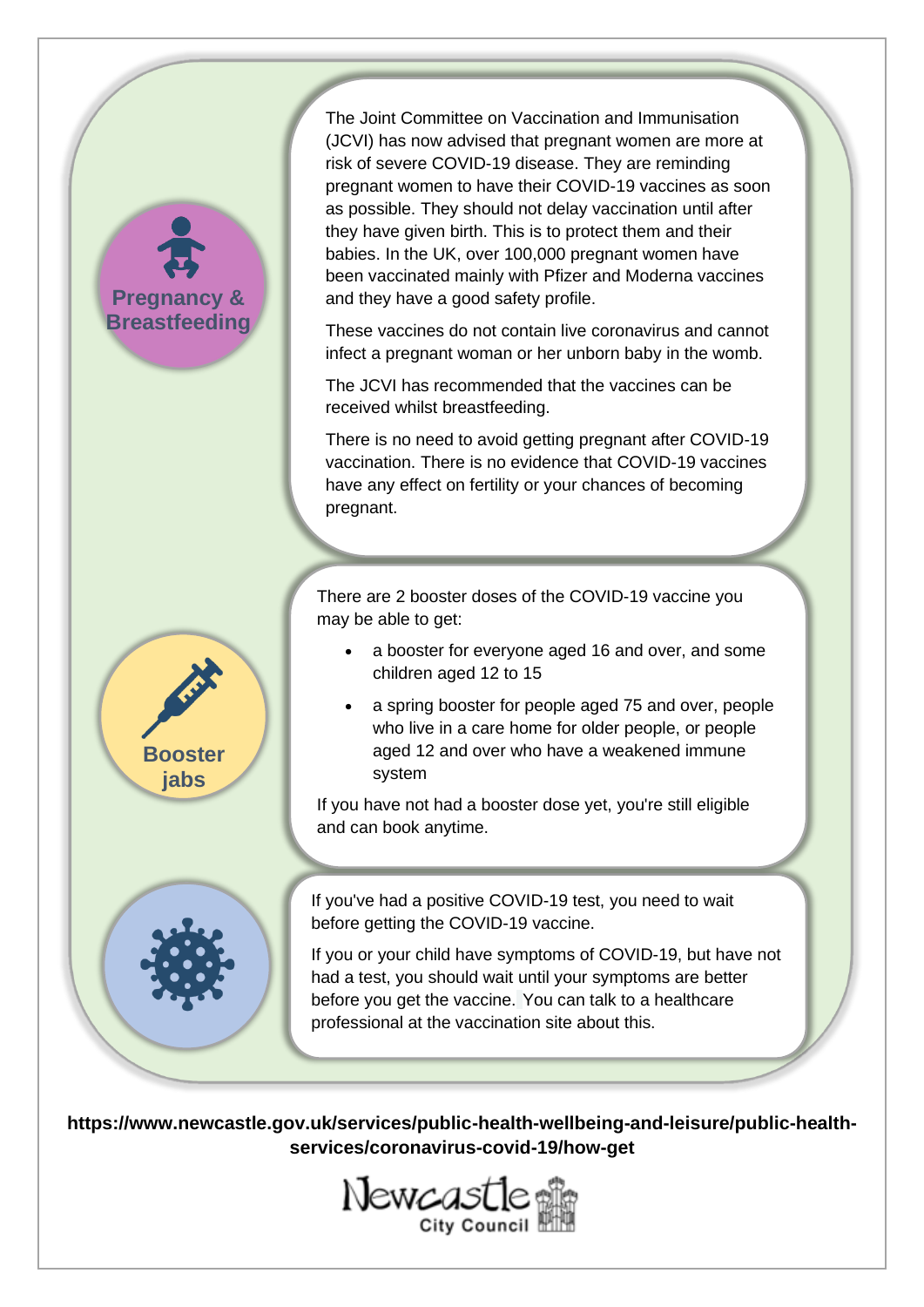## Pregnancy & Breastfeeding

The Joint Committee on Vaccination and Immunisation (JCVI) has now advised that pregnant women are more at risk of severe COVID-19 disease. They are reminding pregnant women to have their COVID-19 vaccines as soon as possible. They should not delay vaccination until after they have given birth. This is to protect them and their babies. In the UK, over 100,000 pregnant women have been vaccinated mainly with Pfizer and Moderna vaccines and they have a good safety profile.

These vaccines do not contain live coronavirus and cannot infect a pregnant woman or her unborn baby in the womb.

The JCVI has recommended that the vaccines can be received whilst breastfeeding.

There is no need to avoid getting pregnant after COVID-19 vaccination. There is no evidence that COVID-19 vaccines have any effect on fertility or your chances of becoming pregnant.

## Booster jabs

There are 2 booster doses of the COVID-19 vaccine you may be able to get:

- a booster for everyone aged 16 and over, and some children aged 12 to 15
- a spring booster for people aged 75 and over, people who live in a care home for older people, or people aged 12 and over who have a weakened immune system

If you have not had a booster dose yet, you're still eligible and can book anytime.

If you've had a positive COVID-19 test, you need to wait before getting the COVID-19 vaccine.

If you or your child have symptoms of COVID-19, but have not had a test, you should wait until your symptoms are better before you get the vaccine. You can talk to a healthcare professional at the vaccination site about this.

**https://www.newcastle.gov.uk/services/public-health-wellbeing-and-leisure/public-health-services/coronavirus-covid-19/how-get**

Newcastle City Council